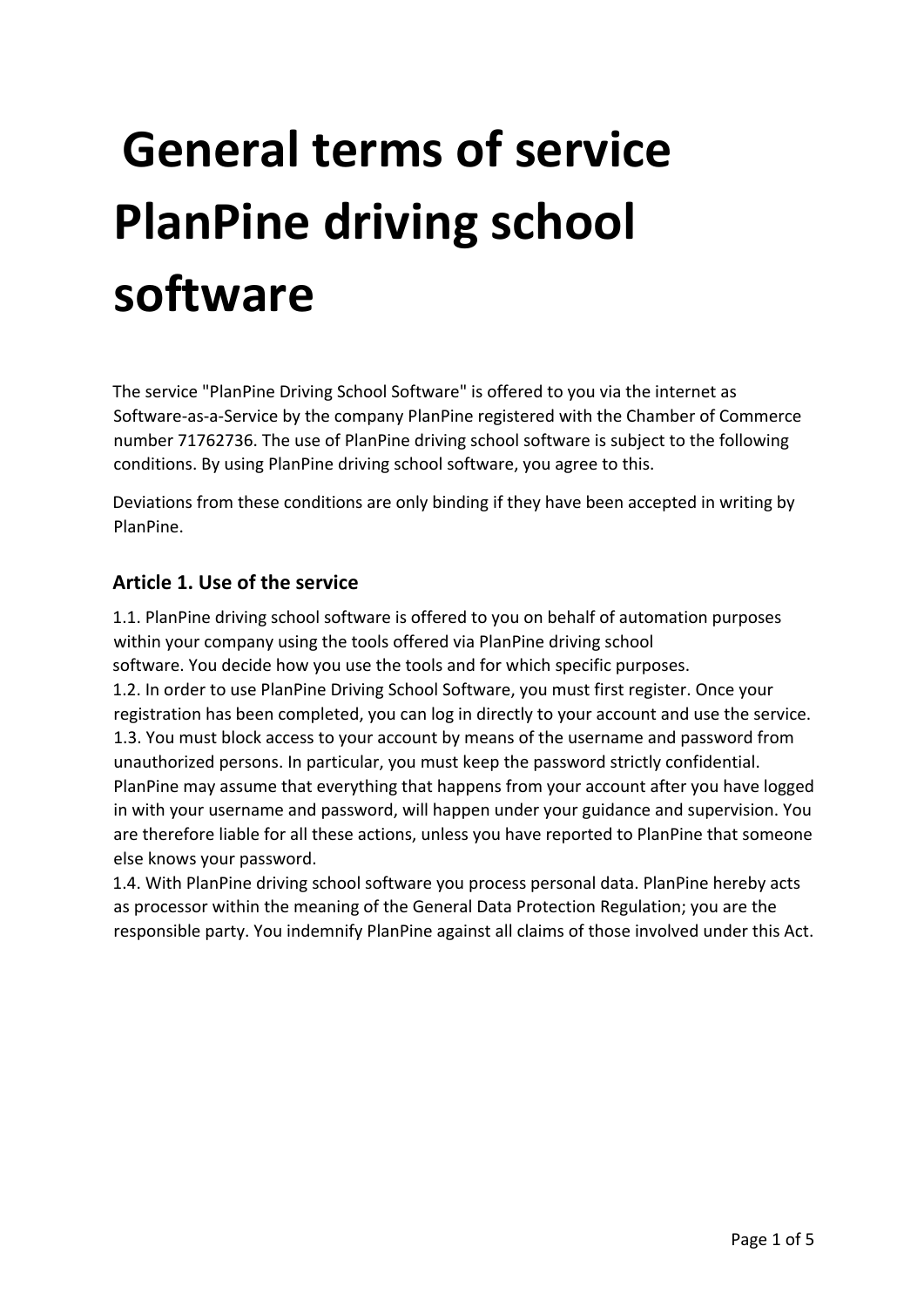# General terms of service PlanPine driving school software

The service "PlanPine Driving School Software" is offered to you via the internet as Software-as-a-Service by the company PlanPine registered with the Chamber of Commerce number 71762736. The use of PlanPine driving school software is subject to the following conditions. By using PlanPine driving school software, you agree to this.

Deviations from these conditions are only binding if they have been accepted in writing by PlanPine.

### Article 1. Use of the service

1.1. PlanPine driving school software is offered to you on behalf of automation purposes within your company using the tools offered via PlanPine driving school software. You decide how you use the tools and for which specific purposes.
1.2. In order to use PlanPine Driving School Software, you must first register. Once your registration has been completed, you can log in directly to your account and use the service.
1.3. You must block access to your account by means of the username and password from unauthorized persons. In particular, you must keep the password strictly confidential. PlanPine may assume that everything that happens from your account after you have logged in with your username and password, will happen under your guidance and supervision. You are therefore liable for all these actions, unless you have reported to PlanPine that someone else knows your password.
1.4. With PlanPine driving school software you process personal data. PlanPine hereby acts as processor within the meaning of the General Data Protection Regulation; you are the responsible party. You indemnify PlanPine against all claims of those involved under this Act.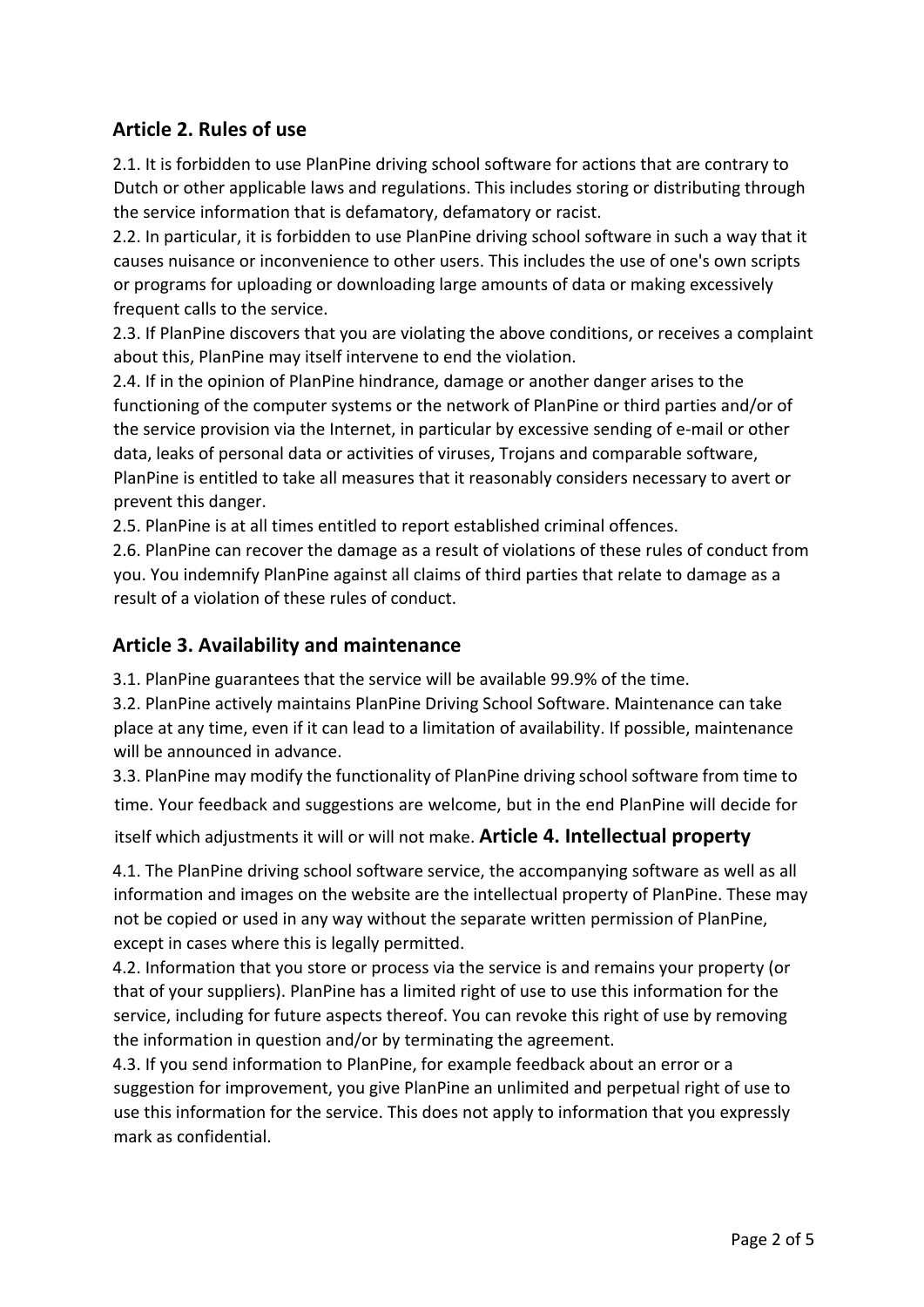## Article 2. Rules of use

2.1. It is forbidden to use PlanPine driving school software for actions that are contrary to Dutch or other applicable laws and regulations. This includes storing or distributing through the service information that is defamatory, defamatory or racist.

2.2. In particular, it is forbidden to use PlanPine driving school software in such a way that it causes nuisance or inconvenience to other users. This includes the use of one's own scripts or programs for uploading or downloading large amounts of data or making excessively frequent calls to the service.

2.3. If PlanPine discovers that you are violating the above conditions, or receives a complaint about this, PlanPine may itself intervene to end the violation.

2.4. If in the opinion of PlanPine hindrance, damage or another danger arises to the functioning of the computer systems or the network of PlanPine or third parties and/or of the service provision via the Internet, in particular by excessive sending of e-mail or other data, leaks of personal data or activities of viruses, Trojans and comparable software, PlanPine is entitled to take all measures that it reasonably considers necessary to avert or prevent this danger.

2.5. PlanPine is at all times entitled to report established criminal offences.

2.6. PlanPine can recover the damage as a result of violations of these rules of conduct from you. You indemnify PlanPine against all claims of third parties that relate to damage as a result of a violation of these rules of conduct.

## Article 3. Availability and maintenance

3.1. PlanPine guarantees that the service will be available 99.9% of the time.

3.2. PlanPine actively maintains PlanPine Driving School Software. Maintenance can take place at any time, even if it can lead to a limitation of availability. If possible, maintenance will be announced in advance.

3.3. PlanPine may modify the functionality of PlanPine driving school software from time to time. Your feedback and suggestions are welcome, but in the end PlanPine will decide for itself which adjustments it will or will not make.

## Article 4. Intellectual property

4.1. The PlanPine driving school software service, the accompanying software as well as all information and images on the website are the intellectual property of PlanPine. These may not be copied or used in any way without the separate written permission of PlanPine, except in cases where this is legally permitted.

4.2. Information that you store or process via the service is and remains your property (or that of your suppliers). PlanPine has a limited right of use to use this information for the service, including for future aspects thereof. You can revoke this right of use by removing the information in question and/or by terminating the agreement.

4.3. If you send information to PlanPine, for example feedback about an error or a suggestion for improvement, you give PlanPine an unlimited and perpetual right of use to use this information for the service. This does not apply to information that you expressly mark as confidential.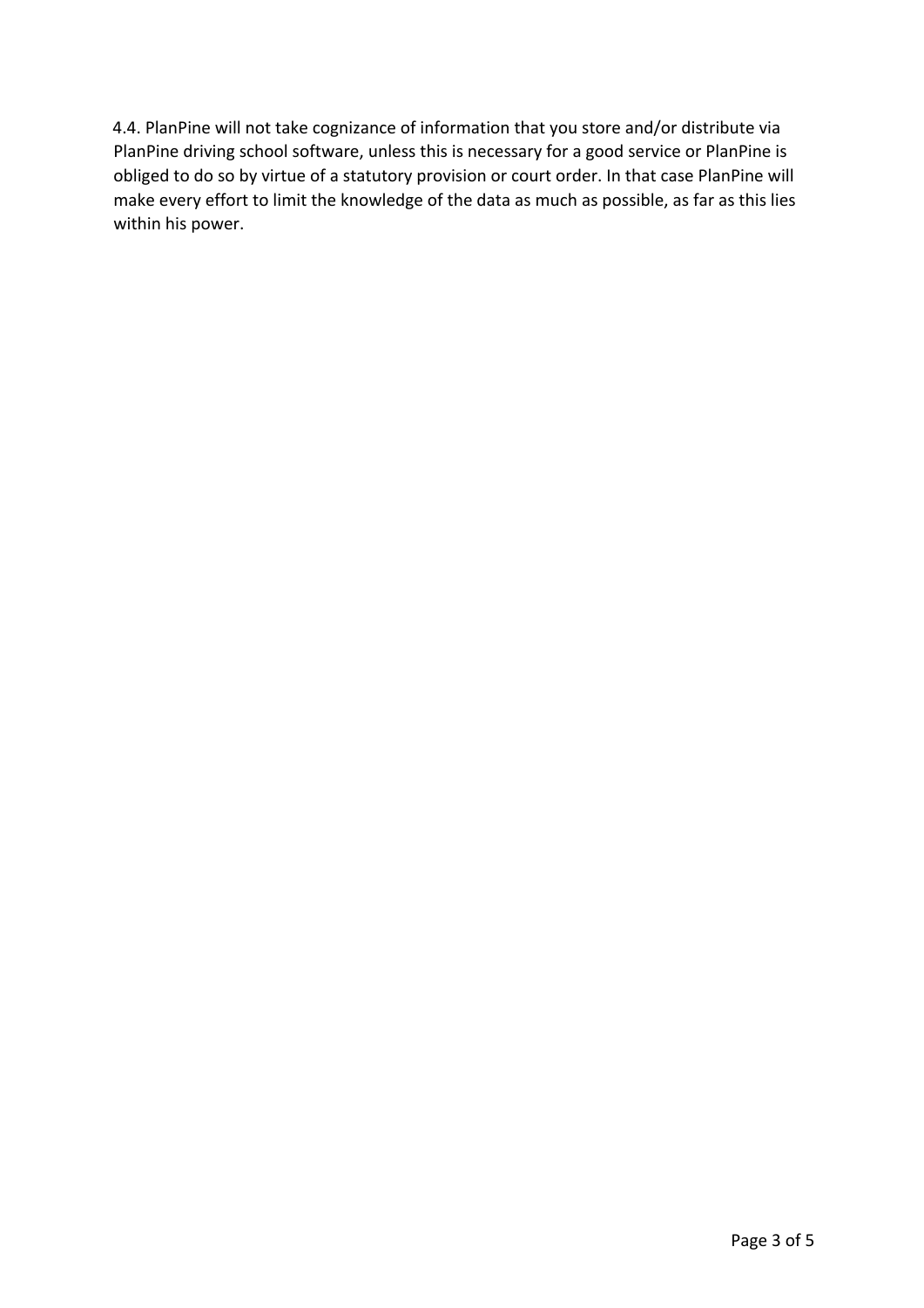4.4. PlanPine will not take cognizance of information that you store and/or distribute via PlanPine driving school software, unless this is necessary for a good service or PlanPine is obliged to do so by virtue of a statutory provision or court order. In that case PlanPine will make every effort to limit the knowledge of the data as much as possible, as far as this lies within his power.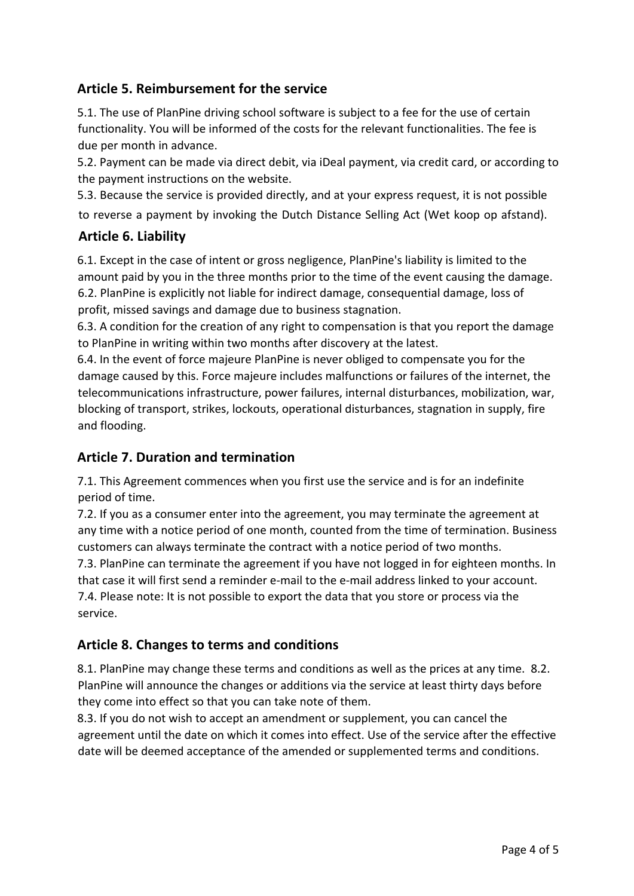## Article 5. Reimbursement for the service

5.1. The use of PlanPine driving school software is subject to a fee for the use of certain functionality. You will be informed of the costs for the relevant functionalities. The fee is due per month in advance.

5.2. Payment can be made via direct debit, via iDeal payment, via credit card, or according to the payment instructions on the website.

5.3. Because the service is provided directly, and at your express request, it is not possible to reverse a payment by invoking the Dutch Distance Selling Act (Wet koop op afstand).

## Article 6. Liability

6.1. Except in the case of intent or gross negligence, PlanPine's liability is limited to the amount paid by you in the three months prior to the time of the event causing the damage.

6.2. PlanPine is explicitly not liable for indirect damage, consequential damage, loss of profit, missed savings and damage due to business stagnation.

6.3. A condition for the creation of any right to compensation is that you report the damage to PlanPine in writing within two months after discovery at the latest.

6.4. In the event of force majeure PlanPine is never obliged to compensate you for the damage caused by this. Force majeure includes malfunctions or failures of the internet, the telecommunications infrastructure, power failures, internal disturbances, mobilization, war, blocking of transport, strikes, lockouts, operational disturbances, stagnation in supply, fire and flooding.

## Article 7. Duration and termination

7.1. This Agreement commences when you first use the service and is for an indefinite period of time.

7.2. If you as a consumer enter into the agreement, you may terminate the agreement at any time with a notice period of one month, counted from the time of termination. Business customers can always terminate the contract with a notice period of two months.

7.3. PlanPine can terminate the agreement if you have not logged in for eighteen months. In that case it will first send a reminder e-mail to the e-mail address linked to your account.

7.4. Please note: It is not possible to export the data that you store or process via the service.

## Article 8. Changes to terms and conditions

8.1. PlanPine may change these terms and conditions as well as the prices at any time.

8.2. PlanPine will announce the changes or additions via the service at least thirty days before they come into effect so that you can take note of them.

8.3. If you do not wish to accept an amendment or supplement, you can cancel the agreement until the date on which it comes into effect. Use of the service after the effective date will be deemed acceptance of the amended or supplemented terms and conditions.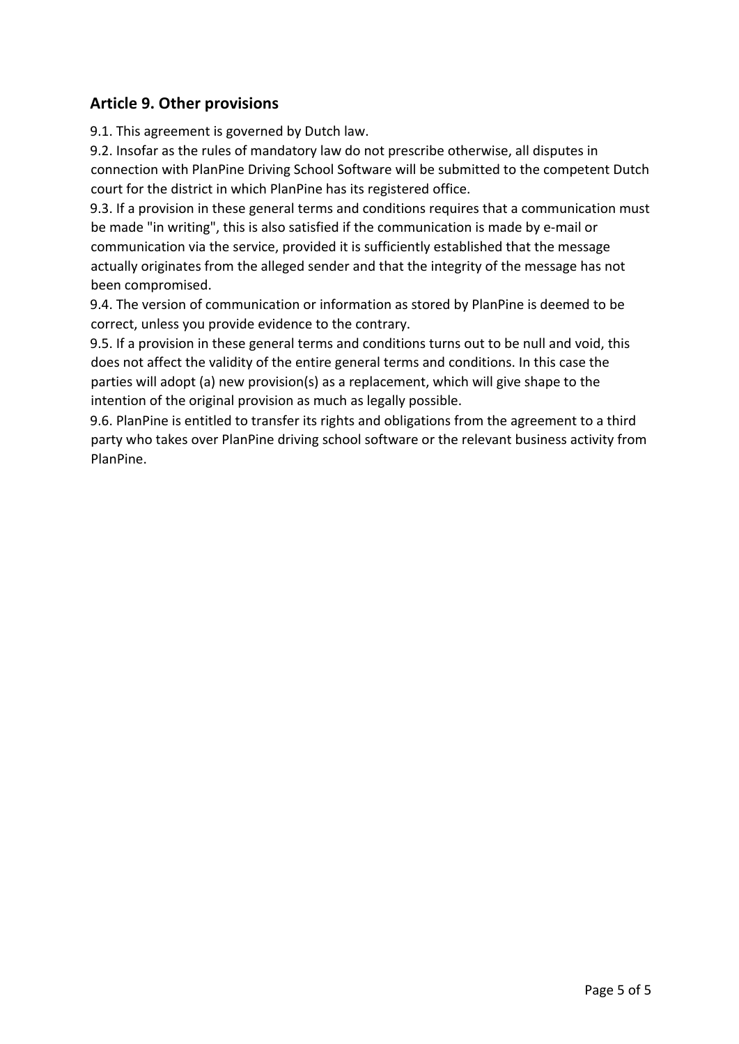## Article 9. Other provisions

9.1. This agreement is governed by Dutch law.

9.2. Insofar as the rules of mandatory law do not prescribe otherwise, all disputes in connection with PlanPine Driving School Software will be submitted to the competent Dutch court for the district in which PlanPine has its registered office.

9.3. If a provision in these general terms and conditions requires that a communication must be made "in writing", this is also satisfied if the communication is made by e-mail or communication via the service, provided it is sufficiently established that the message actually originates from the alleged sender and that the integrity of the message has not been compromised.

9.4. The version of communication or information as stored by PlanPine is deemed to be correct, unless you provide evidence to the contrary.

9.5. If a provision in these general terms and conditions turns out to be null and void, this does not affect the validity of the entire general terms and conditions. In this case the parties will adopt (a) new provision(s) as a replacement, which will give shape to the intention of the original provision as much as legally possible.

9.6. PlanPine is entitled to transfer its rights and obligations from the agreement to a third party who takes over PlanPine driving school software or the relevant business activity from PlanPine.